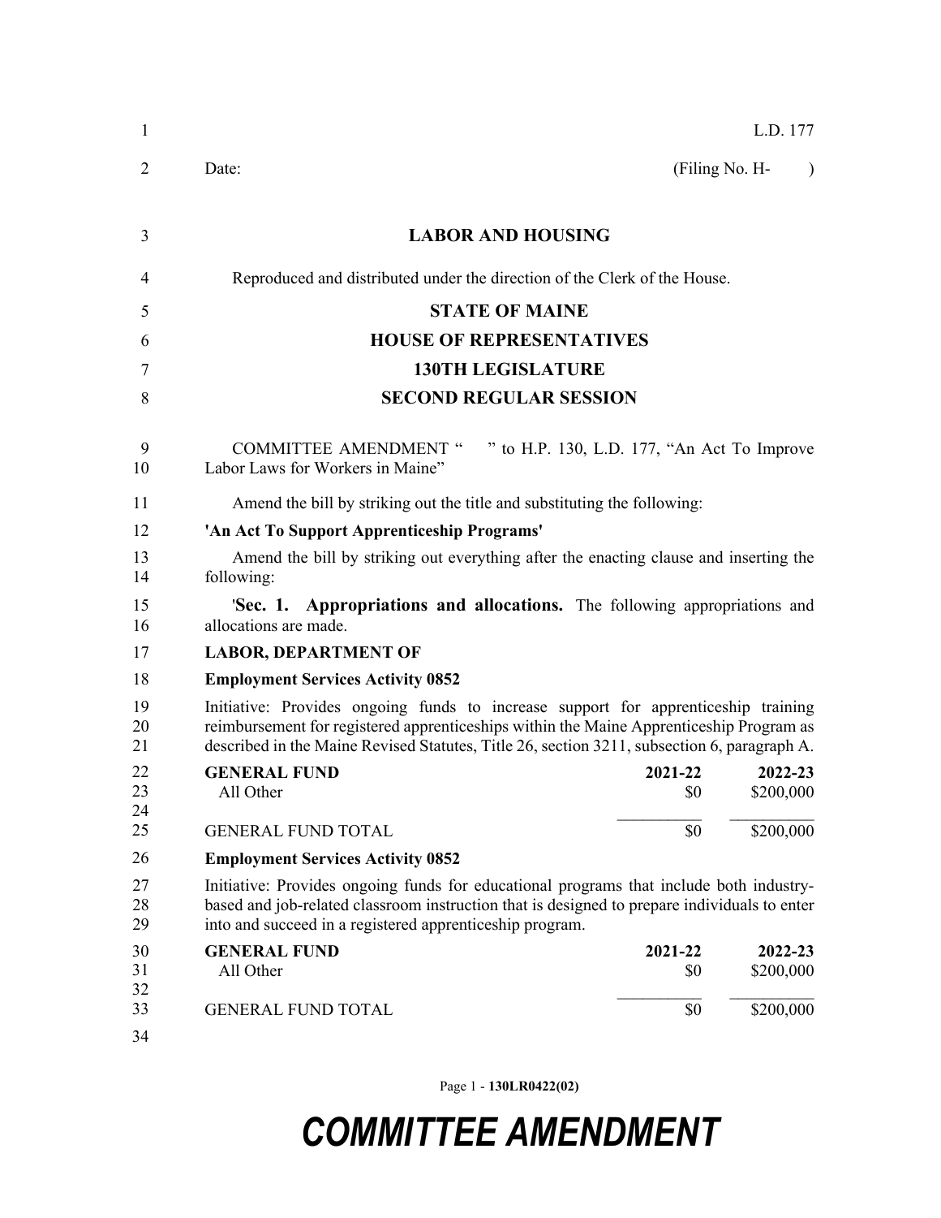L.D. 177

Date: (Filing No. H- )

# LABOR AND HOUSING

Reproduced and distributed under the direction of the Clerk of the House.

## STATE OF MAINE
## HOUSE OF REPRESENTATIVES
## 130TH LEGISLATURE
## SECOND REGULAR SESSION

COMMITTEE AMENDMENT " " to H.P. 130, L.D. 177, "An Act To Improve Labor Laws for Workers in Maine"

Amend the bill by striking out the title and substituting the following:

**'An Act To Support Apprenticeship Programs'**

Amend the bill by striking out everything after the enacting clause and inserting the following:

'**Sec. 1. Appropriations and allocations.** The following appropriations and allocations are made.

**LABOR, DEPARTMENT OF**

**Employment Services Activity 0852**

Initiative: Provides ongoing funds to increase support for apprenticeship training reimbursement for registered apprenticeships within the Maine Apprenticeship Program as described in the Maine Revised Statutes, Title 26, section 3211, subsection 6, paragraph A.

| GENERAL FUND | 2021-22 | 2022-23 |
|---|---|---|
| All Other | $0 | $200,000 |
| GENERAL FUND TOTAL | $0 | $200,000 |

**Employment Services Activity 0852**

Initiative: Provides ongoing funds for educational programs that include both industry-based and job-related classroom instruction that is designed to prepare individuals to enter into and succeed in a registered apprenticeship program.

| GENERAL FUND | 2021-22 | 2022-23 |
|---|---|---|
| All Other | $0 | $200,000 |
| GENERAL FUND TOTAL | $0 | $200,000 |

**COMMITTEE AMENDMENT**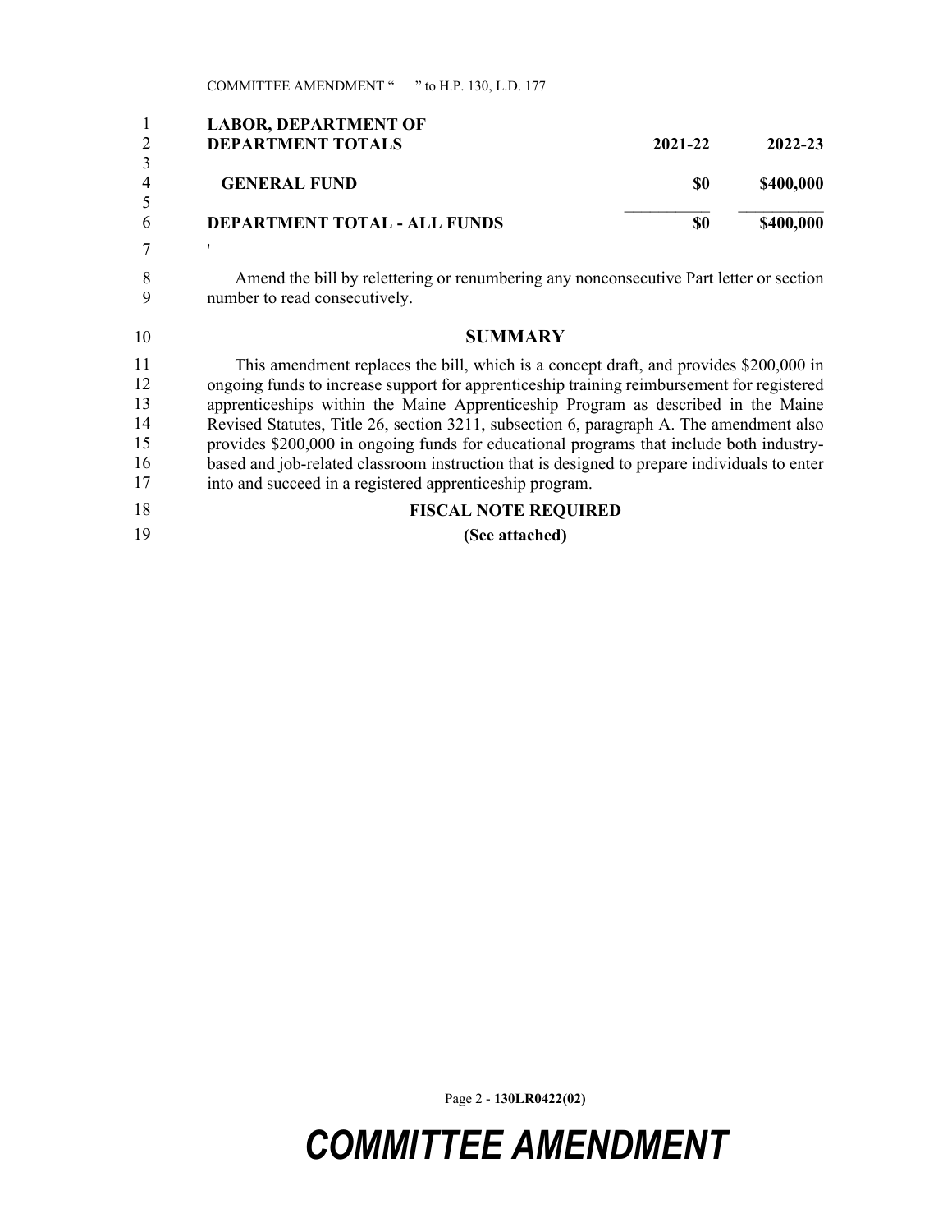| LABOR, DEPARTMENT OF<br>DEPARTMENT TOTALS | 2021-22 | 2022-23 |
|---|---|---|
| GENERAL FUND | $0 | $400,000 |
| DEPARTMENT TOTAL - ALL FUNDS | $0 | $400,000 |

'

Amend the bill by relettering or renumbering any nonconsecutive Part letter or section number to read consecutively.

## SUMMARY

This amendment replaces the bill, which is a concept draft, and provides $200,000 in ongoing funds to increase support for apprenticeship training reimbursement for registered apprenticeships within the Maine Apprenticeship Program as described in the Maine Revised Statutes, Title 26, section 3211, subsection 6, paragraph A. The amendment also provides $200,000 in ongoing funds for educational programs that include both industry-based and job-related classroom instruction that is designed to prepare individuals to enter into and succeed in a registered apprenticeship program.

**FISCAL NOTE REQUIRED**

**(See attached)**